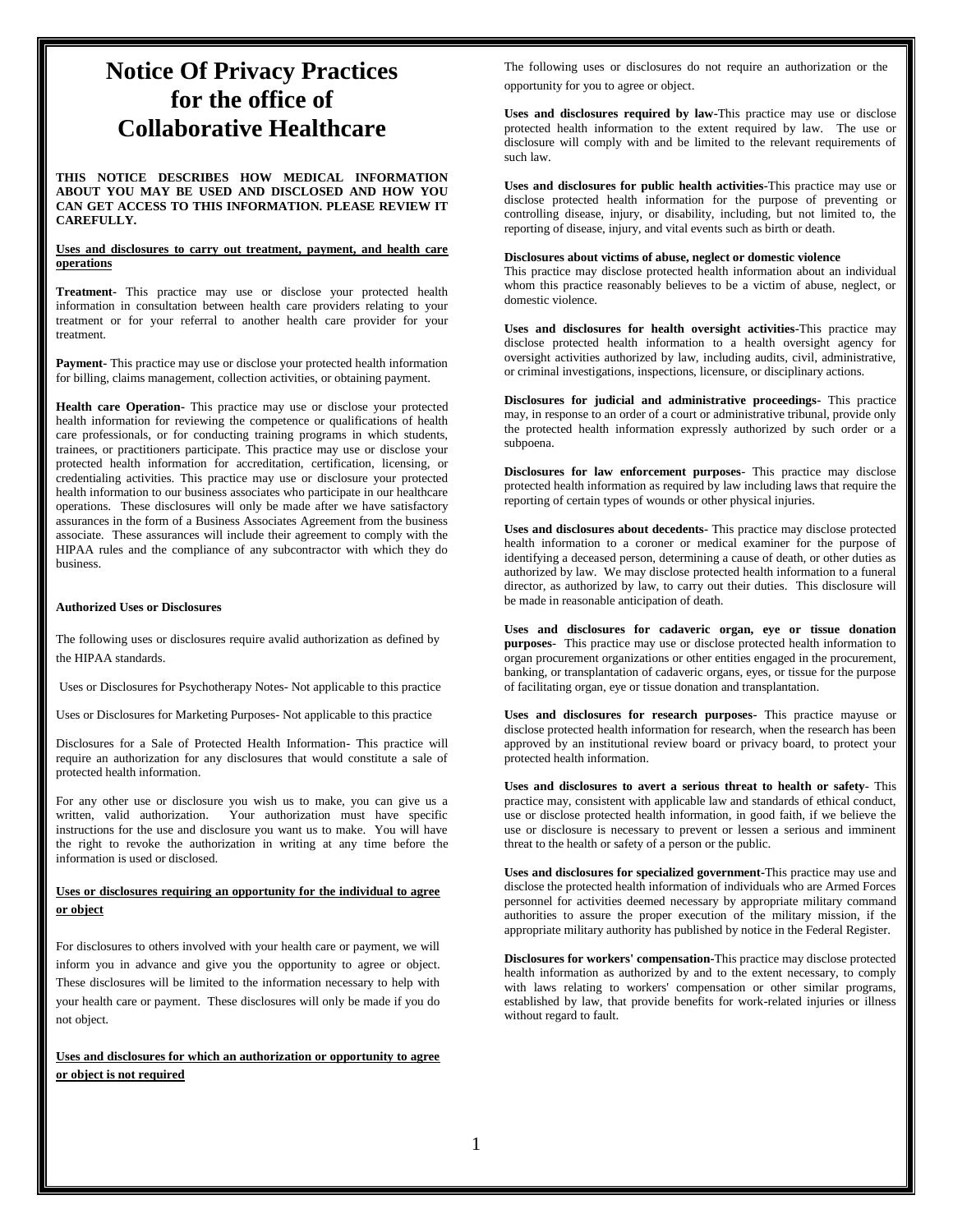# Notice Of Privacy Practices for the office of Collaborative Healthcare

**THIS NOTICE DESCRIBES HOW MEDICAL INFORMATION ABOUT YOU MAY BE USED AND DISCLOSED AND HOW YOU CAN GET ACCESS TO THIS INFORMATION. PLEASE REVIEW IT CAREFULLY.**

**Uses and disclosures to carry out treatment, payment, and health care operations**

**Treatment**- This practice may use or disclose your protected health information in consultation between health care providers relating to your treatment or for your referral to another health care provider for your treatment.

**Payment**- This practice may use or disclose your protected health information for billing, claims management, collection activities, or obtaining payment.

**Health care Operation**- This practice may use or disclose your protected health information for reviewing the competence or qualifications of health care professionals, or for conducting training programs in which students, trainees, or practitioners participate. This practice may use or disclose your protected health information for accreditation, certification, licensing, or credentialing activities. This practice may use or disclosure your protected health information to our business associates who participate in our healthcare operations. These disclosures will only be made after we have satisfactory assurances in the form of a Business Associates Agreement from the business associate. These assurances will include their agreement to comply with the HIPAA rules and the compliance of any subcontractor with which they do business.

**Authorized Uses or Disclosures**

The following uses or disclosures require avalid authorization as defined by the HIPAA standards.

Uses or Disclosures for Psychotherapy Notes- Not applicable to this practice

Uses or Disclosures for Marketing Purposes- Not applicable to this practice

Disclosures for a Sale of Protected Health Information- This practice will require an authorization for any disclosures that would constitute a sale of protected health information.

For any other use or disclosure you wish us to make, you can give us a written, valid authorization. Your authorization must have specific instructions for the use and disclosure you want us to make. You will have the right to revoke the authorization in writing at any time before the information is used or disclosed.

**Uses or disclosures requiring an opportunity for the individual to agree or object**

For disclosures to others involved with your health care or payment, we will inform you in advance and give you the opportunity to agree or object. These disclosures will be limited to the information necessary to help with your health care or payment. These disclosures will only be made if you do not object.

**Uses and disclosures for which an authorization or opportunity to agree or object is not required**

The following uses or disclosures do not require an authorization or the opportunity for you to agree or object.

**Uses and disclosures required by law**-This practice may use or disclose protected health information to the extent required by law. The use or disclosure will comply with and be limited to the relevant requirements of such law.

**Uses and disclosures for public health activities**-This practice may use or disclose protected health information for the purpose of preventing or controlling disease, injury, or disability, including, but not limited to, the reporting of disease, injury, and vital events such as birth or death.

**Disclosures about victims of abuse, neglect or domestic violence**
This practice may disclose protected health information about an individual whom this practice reasonably believes to be a victim of abuse, neglect, or domestic violence.

**Uses and disclosures for health oversight activities**-This practice may disclose protected health information to a health oversight agency for oversight activities authorized by law, including audits, civil, administrative, or criminal investigations, inspections, licensure, or disciplinary actions.

**Disclosures for judicial and administrative proceedings**- This practice may, in response to an order of a court or administrative tribunal, provide only the protected health information expressly authorized by such order or a subpoena.

**Disclosures for law enforcement purposes**- This practice may disclose protected health information as required by law including laws that require the reporting of certain types of wounds or other physical injuries.

**Uses and disclosures about decedents**- This practice may disclose protected health information to a coroner or medical examiner for the purpose of identifying a deceased person, determining a cause of death, or other duties as authorized by law. We may disclose protected health information to a funeral director, as authorized by law, to carry out their duties. This disclosure will be made in reasonable anticipation of death.

**Uses and disclosures for cadaveric organ, eye or tissue donation purposes**- This practice may use or disclose protected health information to organ procurement organizations or other entities engaged in the procurement, banking, or transplantation of cadaveric organs, eyes, or tissue for the purpose of facilitating organ, eye or tissue donation and transplantation.

**Uses and disclosures for research purposes**- This practice mayuse or disclose protected health information for research, when the research has been approved by an institutional review board or privacy board, to protect your protected health information.

**Uses and disclosures to avert a serious threat to health or safety**- This practice may, consistent with applicable law and standards of ethical conduct, use or disclose protected health information, in good faith, if we believe the use or disclosure is necessary to prevent or lessen a serious and imminent threat to the health or safety of a person or the public.

**Uses and disclosures for specialized government**-This practice may use and disclose the protected health information of individuals who are Armed Forces personnel for activities deemed necessary by appropriate military command authorities to assure the proper execution of the military mission, if the appropriate military authority has published by notice in the Federal Register.

**Disclosures for workers' compensation**-This practice may disclose protected health information as authorized by and to the extent necessary, to comply with laws relating to workers' compensation or other similar programs, established by law, that provide benefits for work-related injuries or illness without regard to fault.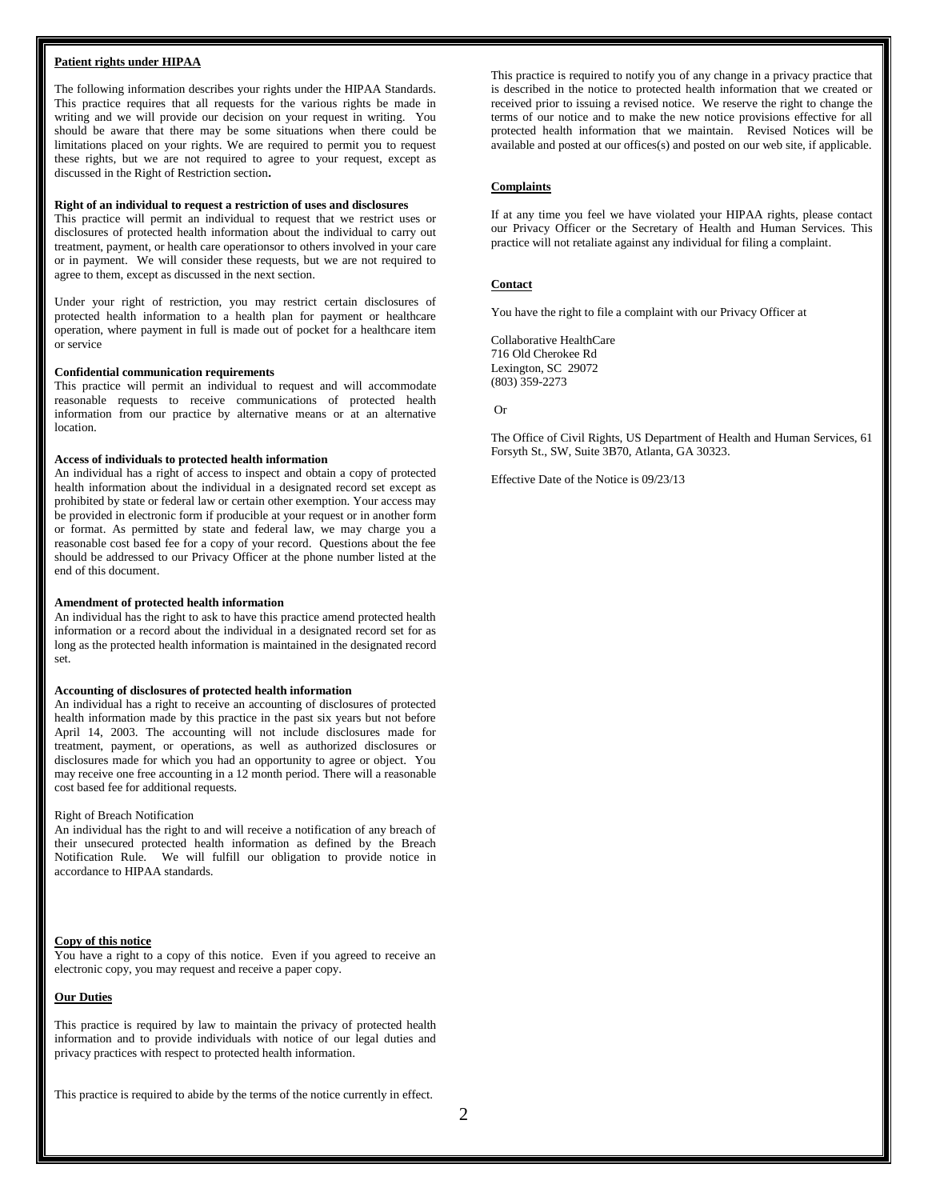## Patient rights under HIPAA

The following information describes your rights under the HIPAA Standards. This practice requires that all requests for the various rights be made in writing and we will provide our decision on your request in writing. You should be aware that there may be some situations when there could be limitations placed on your rights. We are required to permit you to request these rights, but we are not required to agree to your request, except as discussed in the Right of Restriction section**.**

**Right of an individual to request a restriction of uses and disclosures**

This practice will permit an individual to request that we restrict uses or disclosures of protected health information about the individual to carry out treatment, payment, or health care operationsor to others involved in your care or in payment. We will consider these requests, but we are not required to agree to them, except as discussed in the next section.

Under your right of restriction, you may restrict certain disclosures of protected health information to a health plan for payment or healthcare operation, where payment in full is made out of pocket for a healthcare item or service

**Confidential communication requirements**

This practice will permit an individual to request and will accommodate reasonable requests to receive communications of protected health information from our practice by alternative means or at an alternative location.

**Access of individuals to protected health information**

An individual has a right of access to inspect and obtain a copy of protected health information about the individual in a designated record set except as prohibited by state or federal law or certain other exemption. Your access may be provided in electronic form if producible at your request or in another form or format. As permitted by state and federal law, we may charge you a reasonable cost based fee for a copy of your record. Questions about the fee should be addressed to our Privacy Officer at the phone number listed at the end of this document.

**Amendment of protected health information**

An individual has the right to ask to have this practice amend protected health information or a record about the individual in a designated record set for as long as the protected health information is maintained in the designated record set.

**Accounting of disclosures of protected health information**

An individual has a right to receive an accounting of disclosures of protected health information made by this practice in the past six years but not before April 14, 2003. The accounting will not include disclosures made for treatment, payment, or operations, as well as authorized disclosures or disclosures made for which you had an opportunity to agree or object. You may receive one free accounting in a 12 month period. There will a reasonable cost based fee for additional requests.

Right of Breach Notification

An individual has the right to and will receive a notification of any breach of their unsecured protected health information as defined by the Breach Notification Rule. We will fulfill our obligation to provide notice in accordance to HIPAA standards.

## Copy of this notice

You have a right to a copy of this notice. Even if you agreed to receive an electronic copy, you may request and receive a paper copy.

## Our Duties

This practice is required by law to maintain the privacy of protected health information and to provide individuals with notice of our legal duties and privacy practices with respect to protected health information.

This practice is required to abide by the terms of the notice currently in effect.

This practice is required to notify you of any change in a privacy practice that is described in the notice to protected health information that we created or received prior to issuing a revised notice. We reserve the right to change the terms of our notice and to make the new notice provisions effective for all protected health information that we maintain. Revised Notices will be available and posted at our offices(s) and posted on our web site, if applicable.

## Complaints

If at any time you feel we have violated your HIPAA rights, please contact our Privacy Officer or the Secretary of Health and Human Services. This practice will not retaliate against any individual for filing a complaint.

## Contact

You have the right to file a complaint with our Privacy Officer at

Collaborative HealthCare
716 Old Cherokee Rd
Lexington, SC 29072
(803) 359-2273

Or

The Office of Civil Rights, US Department of Health and Human Services, 61 Forsyth St., SW, Suite 3B70, Atlanta, GA 30323.

Effective Date of the Notice is 09/23/13